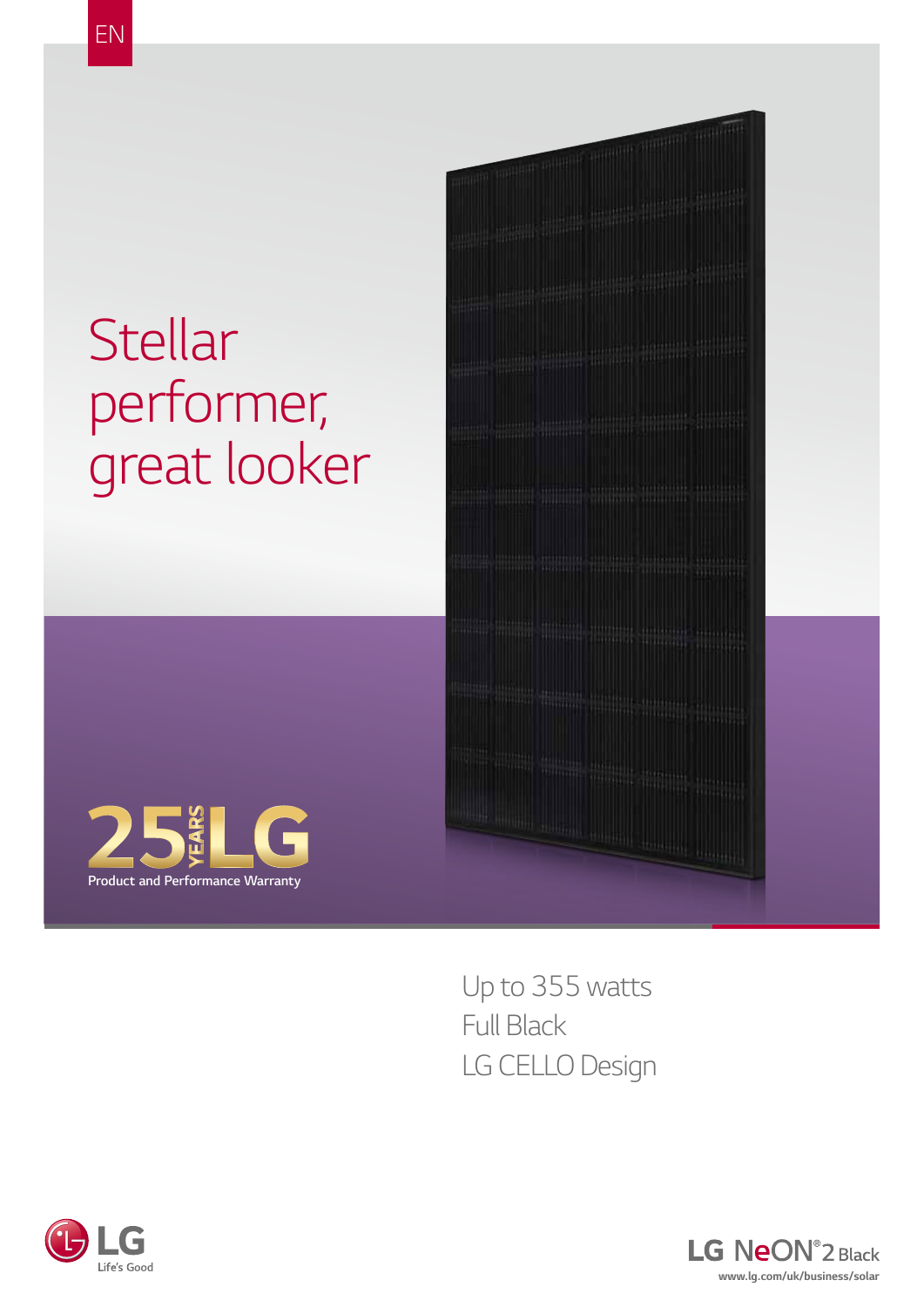EN

# Stellar performer, great looker

25 YEARS LG
Product and Performance Warranty

Up to 355 watts
Full Black
LG CELLO Design

LG Life's Good

LG NeON®2 Black
www.lg.com/uk/business/solar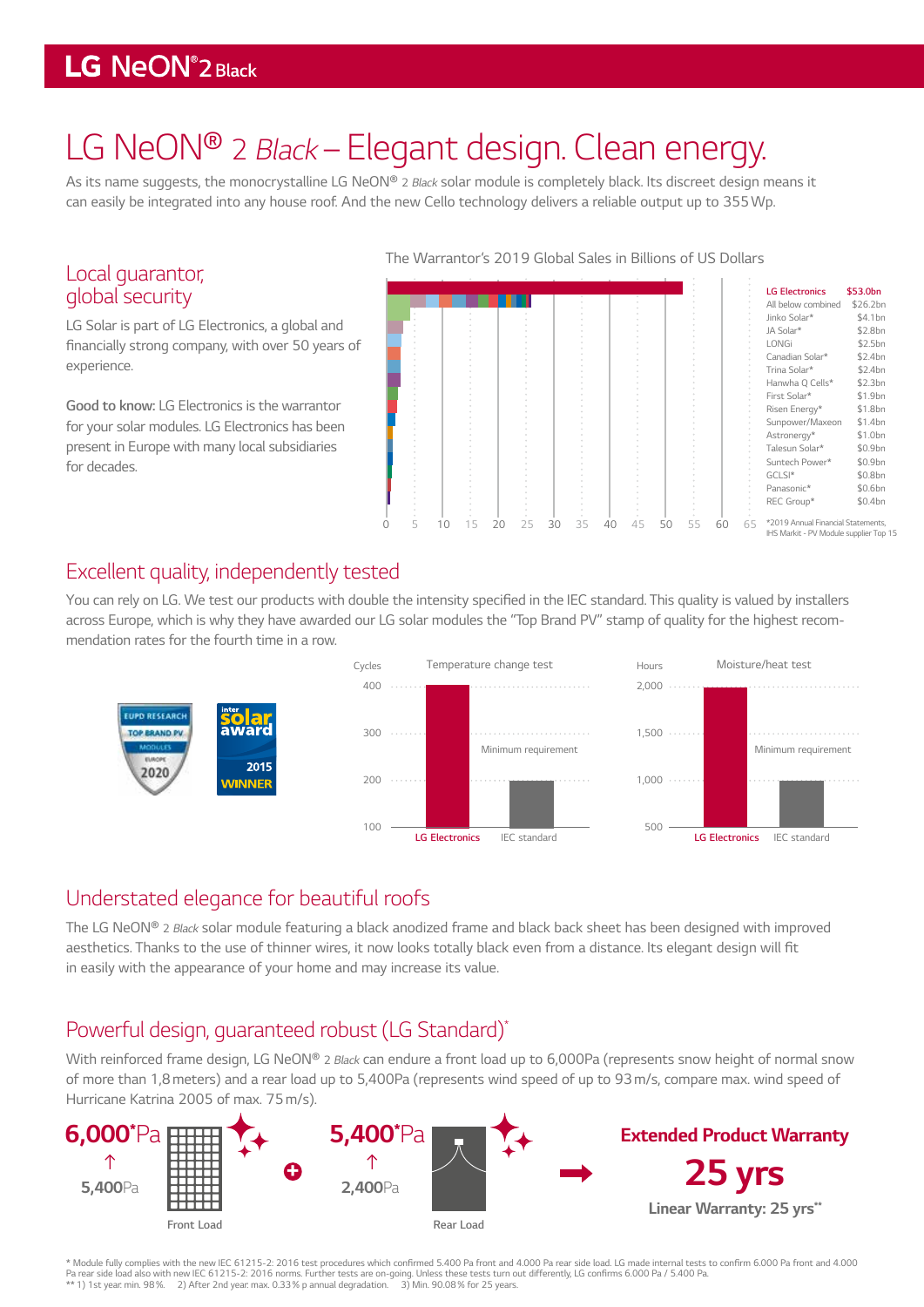# LG NeON® 2 *Black* – Elegant design. Clean energy.

As its name suggests, the monocrystalline LG NeON® 2 *Black* solar module is completely black. Its discreet design means it can easily be integrated into any house roof. And the new Cello technology delivers a reliable output up to 355 Wp.

## Local guarantor, global security

LG Solar is part of LG Electronics, a global and financially strong company, with over 50 years of experience.

**Good to know:** LG Electronics is the warrantor for your solar modules. LG Electronics has been present in Europe with many local subsidiaries for decades.

The Warrantor's 2019 Global Sales in Billions of US Dollars

| Company | Sales |
|---|---|
| LG Electronics | $53.0bn |
| All below combined | $26.2bn |
| Jinko Solar* | $4.1bn |
| JA Solar* | $2.8bn |
| LONGi | $2.5bn |
| Canadian Solar* | $2.4bn |
| Trina Solar* | $2.4bn |
| Hanwha Q Cells* | $2.3bn |
| First Solar* | $1.9bn |
| Risen Energy* | $1.8bn |
| Sunpower/Maxeon | $1.4bn |
| Astronergy* | $1.0bn |
| Talesun Solar* | $0.9bn |
| Suntech Power* | $0.9bn |
| GCLSI* | $0.8bn |
| Panasonic* | $0.6bn |
| REC Group* | $0.4bn |

*2019 Annual Financial Statements, IHS Markit - PV Module supplier Top 15

## Excellent quality, independently tested

You can rely on LG. We test our products with double the intensity specified in the IEC standard. This quality is valued by installers across Europe, which is why they have awarded our LG solar modules the "Top Brand PV" stamp of quality for the highest recommendation rates for the fourth time in a row.

EUPD RESEARCH TOP BRAND PV MODULES EUROPE 2020 | intersolar award 2015 WINNER

Temperature change test (Cycles): LG Electronics 400; IEC standard (Minimum requirement) 200

Moisture/heat test (Hours): LG Electronics 2,000; IEC standard (Minimum requirement) 1,000

## Understated elegance for beautiful roofs

The LG NeON® 2 *Black* solar module featuring a black anodized frame and black back sheet has been designed with improved aesthetics. Thanks to the use of thinner wires, it now looks totally black even from a distance. Its elegant design will fit in easily with the appearance of your home and may increase its value.

## Powerful design, guaranteed robust (LG Standard)*

With reinforced frame design, LG NeON® 2 *Black* can endure a front load up to 6,000Pa (represents snow height of normal snow of more than 1,8 meters) and a rear load up to 5,400Pa (represents wind speed of up to 93 m/s, compare max. wind speed of Hurricane Katrina 2005 of max. 75 m/s).

**6,000*Pa** ↑ 5,400Pa — Front Load

**5,400*Pa** ↑ 2,400Pa — Rear Load

**Extended Product Warranty**

**25 yrs**

**Linear Warranty: 25 yrs****

\* Module fully complies with the new IEC 61215-2: 2016 test procedures which confirmed 5.400 Pa front and 4.000 Pa rear side load. LG made internal tests to confirm 6.000 Pa front and 4.000 Pa rear side load also with new IEC 61215-2: 2016 norms. Further tests are on-going. Unless these tests turn out differently, LG confirms 6.000 Pa / 5.400 Pa.
** 1) 1st year min. 98 %. 2) After 2nd year max. 0.33 % p annual degradation. 3) Min. 90.08 % for 25 years.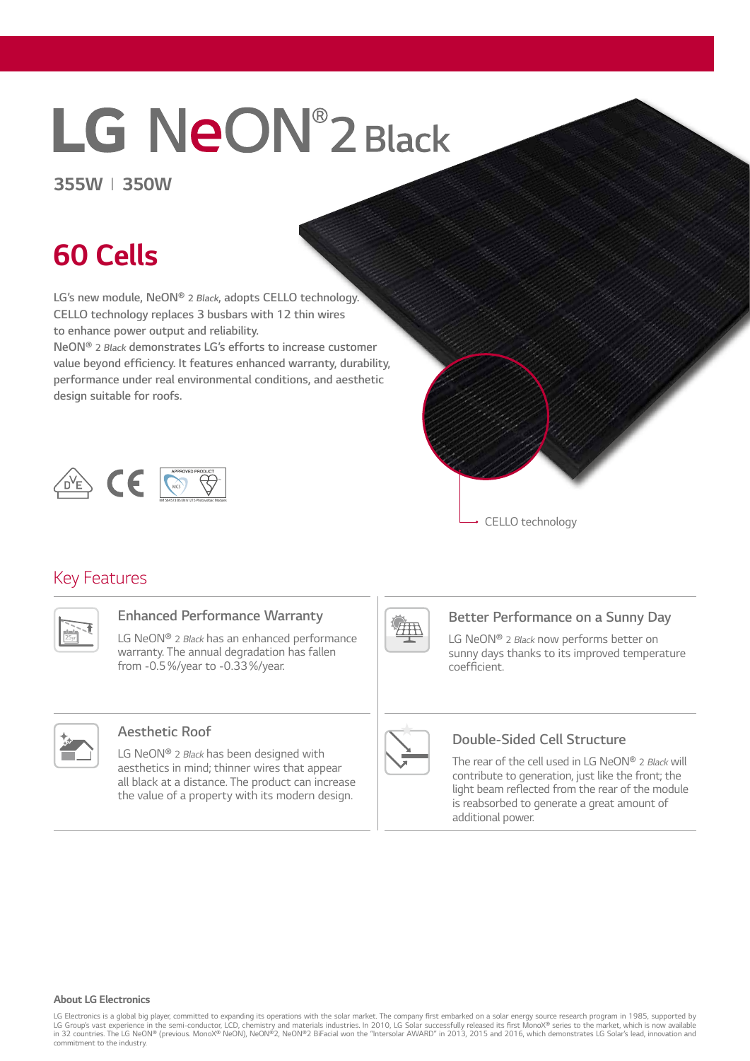# LG NeON® 2 Black

**355W | 350W**

## 60 Cells

LG's new module, NeON® 2 *Black*, adopts CELLO technology. CELLO technology replaces 3 busbars with 12 thin wires to enhance power output and reliability.
NeON® 2 *Black* demonstrates LG's efforts to increase customer value beyond efficiency. It features enhanced warranty, durability, performance under real environmental conditions, and aesthetic design suitable for roofs.

CELLO technology

## Key Features

### Enhanced Performance Warranty

LG NeON® 2 *Black* has an enhanced performance warranty. The annual degradation has fallen from -0.5%/year to -0.33%/year.

### Better Performance on a Sunny Day

LG NeON® 2 *Black* now performs better on sunny days thanks to its improved temperature coefficient.

### Aesthetic Roof

LG NeON® 2 *Black* has been designed with aesthetics in mind; thinner wires that appear all black at a distance. The product can increase the value of a property with its modern design.

### Double-Sided Cell Structure

The rear of the cell used in LG NeON® 2 *Black* will contribute to generation, just like the front; the light beam reflected from the rear of the module is reabsorbed to generate a great amount of additional power.

**About LG Electronics**

LG Electronics is a global big player, committed to expanding its operations with the solar market. The company first embarked on a solar energy source research program in 1985, supported by LG Group's vast experience in the semi-conductor, LCD, chemistry and materials industries. In 2010, LG Solar successfully released its first MonoX® series to the market, which is now available in 32 countries. The LG NeON® (previous. MonoX® NeON), NeON®2, NeON®2 BiFacial won the "Intersolar AWARD" in 2013, 2015 and 2016, which demonstrates LG Solar's lead, innovation and commitment to the industry.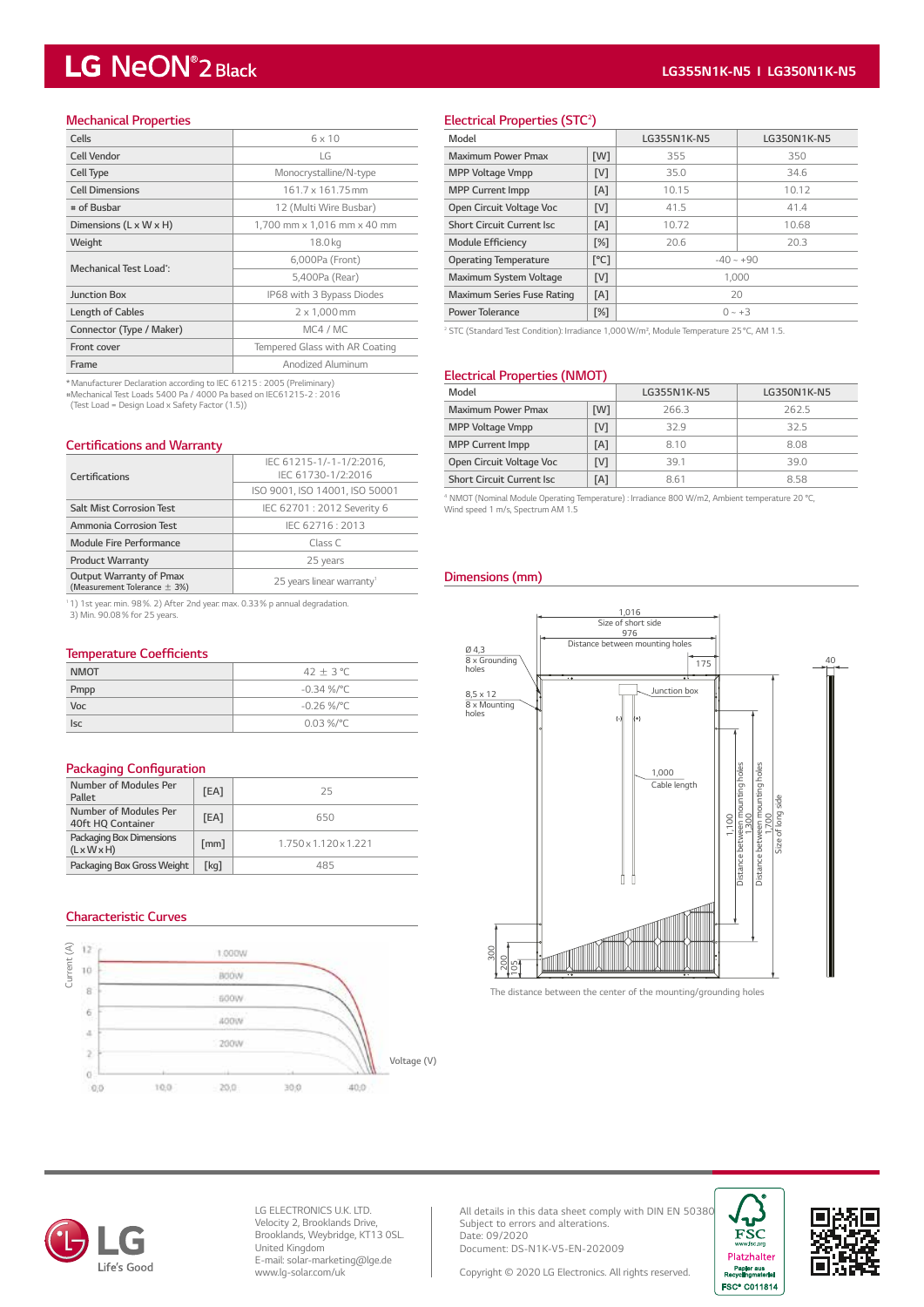# LG NeON®2 Black

LG355N1K-N5 I LG350N1K-N5

## Mechanical Properties

| | |
|---|---|
| Cells | 6 x 10 |
| Cell Vendor | LG |
| Cell Type | Monocrystalline/N-type |
| Cell Dimensions | 161.7 x 161.75mm |
| # of Busbar | 12 (Multi Wire Busbar) |
| Dimensions (L x W x H) | 1,700 mm x 1,016 mm x 40 mm |
| Weight | 18.0kg |
| Mechanical Test Load*: | 6,000Pa (Front) |
| | 5,400Pa (Rear) |
| Junction Box | IP68 with 3 Bypass Diodes |
| Length of Cables | 2 x 1,000mm |
| Connector (Type / Maker) | MC4 / MC |
| Front cover | Tempered Glass with AR Coating |
| Frame | Anodized Aluminum |

* Manufacturer Declaration according to IEC 61215 : 2005 (Preliminary)
#Mechanical Test Loads 5400 Pa / 4000 Pa based on IEC61215-2 : 2016
(Test Load = Design Load x Safety Factor (1.5))

## Certifications and Warranty

| | |
|---|---|
| Certifications | IEC 61215-1/-1-1/2:2016, IEC 61730-1/2:2016 |
| | ISO 9001, ISO 14001, ISO 50001 |
| Salt Mist Corrosion Test | IEC 62701 : 2012 Severity 6 |
| Ammonia Corrosion Test | IEC 62716 : 2013 |
| Module Fire Performance | Class C |
| Product Warranty | 25 years |
| Output Warranty of Pmax (Measurement Tolerance ± 3%) | 25 years linear warranty[1] |

[1] 1) 1st year: min. 98%. 2) After 2nd year: max. 0.33% p annual degradation.
3) Min. 90.08% for 25 years.

## Temperature Coefficients

| | |
|---|---|
| NMOT | 42 ± 3 °C |
| Pmpp | -0.34 %/°C |
| Voc | -0.26 %/°C |
| Isc | 0.03 %/°C |

## Packaging Configuration

| | | |
|---|---|---|
| Number of Modules Per Pallet | [EA] | 25 |
| Number of Modules Per 40ft HQ Container | [EA] | 650 |
| Packaging Box Dimensions (L x W x H) | [mm] | 1.750 x 1.120 x 1.221 |
| Packaging Box Gross Weight | [kg] | 485 |

## Characteristic Curves

Current (A)
12
10
8
6
4
2
0
1.000W
800W
600W
400W
200W
0.0 10.0 20.0 30.0 40.0
Voltage (V)

## Electrical Properties (STC[2])

| Model | | LG355N1K-N5 | LG350N1K-N5 |
|---|---|---|---|
| Maximum Power Pmax | [W] | 355 | 350 |
| MPP Voltage Vmpp | [V] | 35.0 | 34.6 |
| MPP Current Impp | [A] | 10.15 | 10.12 |
| Open Circuit Voltage Voc | [V] | 41.5 | 41.4 |
| Short Circuit Current Isc | [A] | 10.72 | 10.68 |
| Module Efficiency | [%] | 20.6 | 20.3 |
| Operating Temperature | [°C] | -40 ~ +90 | |
| Maximum System Voltage | [V] | 1,000 | |
| Maximum Series Fuse Rating | [A] | 20 | |
| Power Tolerance | [%] | 0 ~ +3 | |

[2] STC (Standard Test Condition): Irradiance 1,000 W/m², Module Temperature 25 °C, AM 1.5.

## Electrical Properties (NMOT)

| Model | | LG355N1K-N5 | LG350N1K-N5 |
|---|---|---|---|
| Maximum Power Pmax | [W] | 266.3 | 262.5 |
| MPP Voltage Vmpp | [V] | 32.9 | 32.5 |
| MPP Current Impp | [A] | 8.10 | 8.08 |
| Open Circuit Voltage Voc | [V] | 39.1 | 39.0 |
| Short Circuit Current Isc | [A] | 8.61 | 8.58 |

[4] NMOT (Nominal Module Operating Temperature) : Irradiance 800 W/m2, Ambient temperature 20 °C, Wind speed 1 m/s, Spectrum AM 1.5

## Dimensions (mm)

1,016
Size of short side
976
Distance between mounting holes
Ø 4.3
8 x Grounding holes
175
40
8.5 x 12
8 x Mounting holes
Junction box
(-) (+)
1,000
Cable length
1,100
Distance between mounting holes
1,300
Distance between mounting holes
1,700
Size of long side
300
200
105

The distance between the center of the mounting/grounding holes

LG Life's Good

LG ELECTRONICS U.K. LTD.
Velocity 2, Brooklands Drive,
Brooklands, Weybridge, KT13 0SL
United Kingdom
E-mail: solar-marketing@lge.de
www.lg-solar.com/uk

All details in this data sheet comply with DIN EN 50380
Subject to errors and alterations.
Date: 09/2020
Document: DS-N1K-V5-EN-202009

Copyright © 2020 LG Electronics. All rights reserved.

FSC www.fsc.org Platzhalter Papier aus Recyclingmaterial FSC® C011814